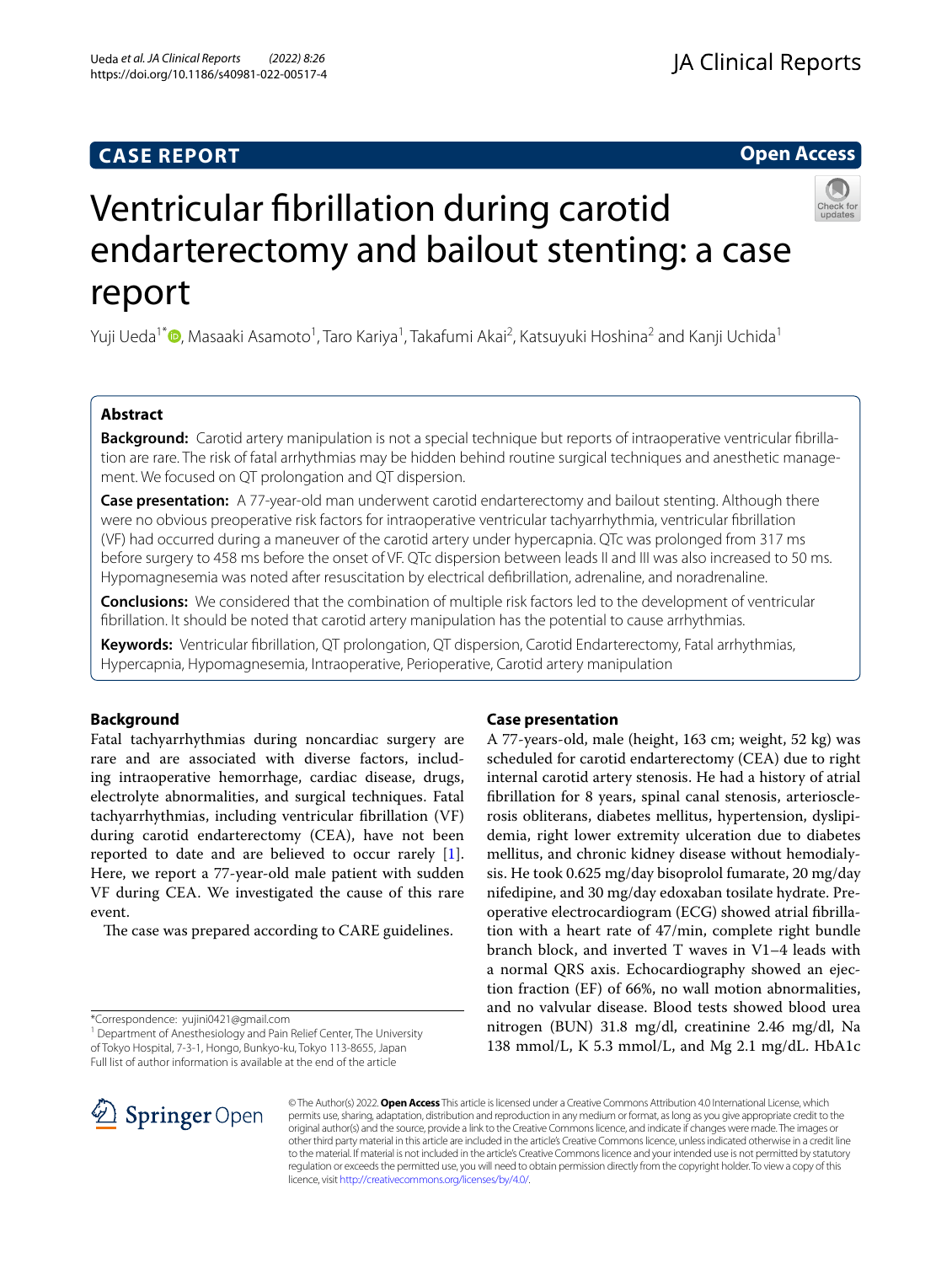CASE REPORT

Open Access

# Ventricular fibrillation during carotid endarterectomy and bailout stenting: a case report

Yuji Ueda[1*], Masaaki Asamoto[1], Taro Kariya[1], Takafumi Akai[2], Katsuyuki Hoshina[2] and Kanji Uchida[1]

## Abstract

**Background:** Carotid artery manipulation is not a special technique but reports of intraoperative ventricular fibrillation are rare. The risk of fatal arrhythmias may be hidden behind routine surgical techniques and anesthetic management. We focused on QT prolongation and QT dispersion.

**Case presentation:** A 77-year-old man underwent carotid endarterectomy and bailout stenting. Although there were no obvious preoperative risk factors for intraoperative ventricular tachyarrhythmia, ventricular fibrillation (VF) had occurred during a maneuver of the carotid artery under hypercapnia. QTc was prolonged from 317 ms before surgery to 458 ms before the onset of VF. QTc dispersion between leads II and III was also increased to 50 ms. Hypomagnesemia was noted after resuscitation by electrical defibrillation, adrenaline, and noradrenaline.

**Conclusions:** We considered that the combination of multiple risk factors led to the development of ventricular fibrillation. It should be noted that carotid artery manipulation has the potential to cause arrhythmias.

**Keywords:** Ventricular fibrillation, QT prolongation, QT dispersion, Carotid Endarterectomy, Fatal arrhythmias, Hypercapnia, Hypomagnesemia, Intraoperative, Perioperative, Carotid artery manipulation

## Background

Fatal tachyarrhythmias during noncardiac surgery are rare and are associated with diverse factors, including intraoperative hemorrhage, cardiac disease, drugs, electrolyte abnormalities, and surgical techniques. Fatal tachyarrhythmias, including ventricular fibrillation (VF) during carotid endarterectomy (CEA), have not been reported to date and are believed to occur rarely [1]. Here, we report a 77-year-old male patient with sudden VF during CEA. We investigated the cause of this rare event.

The case was prepared according to CARE guidelines.

## Case presentation

A 77-years-old, male (height, 163 cm; weight, 52 kg) was scheduled for carotid endarterectomy (CEA) due to right internal carotid artery stenosis. He had a history of atrial fibrillation for 8 years, spinal canal stenosis, arteriosclerosis obliterans, diabetes mellitus, hypertension, dyslipidemia, right lower extremity ulceration due to diabetes mellitus, and chronic kidney disease without hemodialysis. He took 0.625 mg/day bisoprolol fumarate, 20 mg/day nifedipine, and 30 mg/day edoxaban tosilate hydrate. Preoperative electrocardiogram (ECG) showed atrial fibrillation with a heart rate of 47/min, complete right bundle branch block, and inverted T waves in V1–4 leads with a normal QRS axis. Echocardiography showed an ejection fraction (EF) of 66%, no wall motion abnormalities, and no valvular disease. Blood tests showed blood urea nitrogen (BUN) 31.8 mg/dl, creatinine 2.46 mg/dl, Na 138 mmol/L, K 5.3 mmol/L, and Mg 2.1 mg/dL. HbA1c

*Correspondence: yujini0421@gmail.com
[1] Department of Anesthesiology and Pain Relief Center, The University of Tokyo Hospital, 7-3-1, Hongo, Bunkyo-ku, Tokyo 113-8655, Japan
Full list of author information is available at the end of the article

© The Author(s) 2022. **Open Access** This article is licensed under a Creative Commons Attribution 4.0 International License, which permits use, sharing, adaptation, distribution and reproduction in any medium or format, as long as you give appropriate credit to the original author(s) and the source, provide a link to the Creative Commons licence, and indicate if changes were made. The images or other third party material in this article are included in the article's Creative Commons licence, unless indicated otherwise in a credit line to the material. If material is not included in the article's Creative Commons licence and your intended use is not permitted by statutory regulation or exceeds the permitted use, you will need to obtain permission directly from the copyright holder. To view a copy of this licence, visit http://creativecommons.org/licenses/by/4.0/.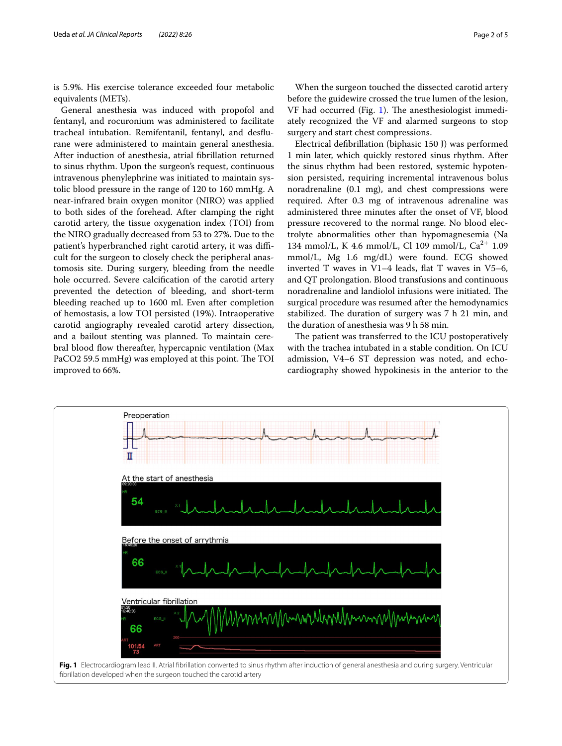is 5.9%. His exercise tolerance exceeded four metabolic equivalents (METs).

General anesthesia was induced with propofol and fentanyl, and rocuronium was administered to facilitate tracheal intubation. Remifentanil, fentanyl, and desflurane were administered to maintain general anesthesia. After induction of anesthesia, atrial fibrillation returned to sinus rhythm. Upon the surgeon's request, continuous intravenous phenylephrine was initiated to maintain systolic blood pressure in the range of 120 to 160 mmHg. A near-infrared brain oxygen monitor (NIRO) was applied to both sides of the forehead. After clamping the right carotid artery, the tissue oxygenation index (TOI) from the NIRO gradually decreased from 53 to 27%. Due to the patient's hyperbranched right carotid artery, it was difficult for the surgeon to closely check the peripheral anastomosis site. During surgery, bleeding from the needle hole occurred. Severe calcification of the carotid artery prevented the detection of bleeding, and short-term bleeding reached up to 1600 ml. Even after completion of hemostasis, a low TOI persisted (19%). Intraoperative carotid angiography revealed carotid artery dissection, and a bailout stenting was planned. To maintain cerebral blood flow thereafter, hypercapnic ventilation (Max $PaCO_2$ 59.5 mmHg) was employed at this point. The TOI improved to 66%.

When the surgeon touched the dissected carotid artery before the guidewire crossed the true lumen of the lesion, VF had occurred (Fig. 1). The anesthesiologist immediately recognized the VF and alarmed surgeons to stop surgery and start chest compressions.

Electrical defibrillation (biphasic 150 J) was performed 1 min later, which quickly restored sinus rhythm. After the sinus rhythm had been restored, systemic hypotension persisted, requiring incremental intravenous bolus noradrenaline (0.1 mg), and chest compressions were required. After 0.3 mg of intravenous adrenaline was administered three minutes after the onset of VF, blood pressure recovered to the normal range. No blood electrolyte abnormalities other than hypomagnesemia (Na 134 mmol/L, K 4.6 mmol/L, Cl 109 mmol/L, $Ca^{2+}$ 1.09 mmol/L, Mg 1.6 mg/dL) were found. ECG showed inverted T waves in V1–4 leads, flat T waves in V5–6, and QT prolongation. Blood transfusions and continuous noradrenaline and landiolol infusions were initiated. The surgical procedure was resumed after the hemodynamics stabilized. The duration of surgery was 7 h 21 min, and the duration of anesthesia was 9 h 58 min.

The patient was transferred to the ICU postoperatively with the trachea intubated in a stable condition. On ICU admission, V4–6 ST depression was noted, and echocardiography showed hypokinesis in the anterior to the

**Fig. 1** Electrocardiogram lead II. Atrial fibrillation converted to sinus rhythm after induction of general anesthesia and during surgery. Ventricular fibrillation developed when the surgeon touched the carotid artery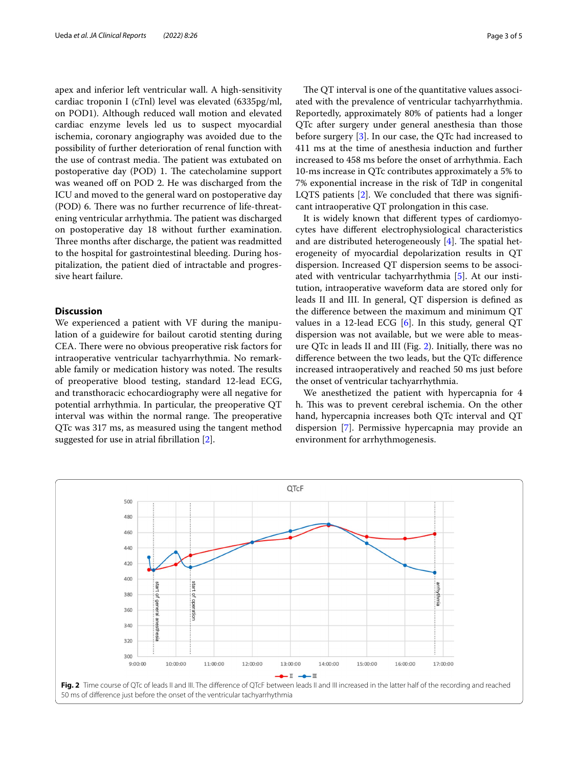apex and inferior left ventricular wall. A high-sensitivity cardiac troponin I (cTnI) level was elevated (6335pg/ml, on POD1). Although reduced wall motion and elevated cardiac enzyme levels led us to suspect myocardial ischemia, coronary angiography was avoided due to the possibility of further deterioration of renal function with the use of contrast media. The patient was extubated on postoperative day (POD) 1. The catecholamine support was weaned off on POD 2. He was discharged from the ICU and moved to the general ward on postoperative day (POD) 6. There was no further recurrence of life-threatening ventricular arrhythmia. The patient was discharged on postoperative day 18 without further examination. Three months after discharge, the patient was readmitted to the hospital for gastrointestinal bleeding. During hospitalization, the patient died of intractable and progressive heart failure.

## Discussion

We experienced a patient with VF during the manipulation of a guidewire for bailout carotid stenting during CEA. There were no obvious preoperative risk factors for intraoperative ventricular tachyarrhythmia. No remarkable family or medication history was noted. The results of preoperative blood testing, standard 12-lead ECG, and transthoracic echocardiography were all negative for potential arrhythmia. In particular, the preoperative QT interval was within the normal range. The preoperative QTc was 317 ms, as measured using the tangent method suggested for use in atrial fibrillation [2].

The QT interval is one of the quantitative values associated with the prevalence of ventricular tachyarrhythmia. Reportedly, approximately 80% of patients had a longer QTc after surgery under general anesthesia than those before surgery [3]. In our case, the QTc had increased to 411 ms at the time of anesthesia induction and further increased to 458 ms before the onset of arrhythmia. Each 10-ms increase in QTc contributes approximately a 5% to 7% exponential increase in the risk of TdP in congenital LQTS patients [2]. We concluded that there was significant intraoperative QT prolongation in this case.

It is widely known that different types of cardiomyocytes have different electrophysiological characteristics and are distributed heterogeneously [4]. The spatial heterogeneity of myocardial depolarization results in QT dispersion. Increased QT dispersion seems to be associated with ventricular tachyarrhythmia [5]. At our institution, intraoperative waveform data are stored only for leads II and III. In general, QT dispersion is defined as the difference between the maximum and minimum QT values in a 12-lead ECG [6]. In this study, general QT dispersion was not available, but we were able to measure QTc in leads II and III (Fig. 2). Initially, there was no difference between the two leads, but the QTc difference increased intraoperatively and reached 50 ms just before the onset of ventricular tachyarrhythmia.

We anesthetized the patient with hypercapnia for 4 h. This was to prevent cerebral ischemia. On the other hand, hypercapnia increases both QTc interval and QT dispersion [7]. Permissive hypercapnia may provide an environment for arrhythmogenesis.

**Fig. 2** Time course of QTc of leads II and III. The difference of QTcF between leads II and III increased in the latter half of the recording and reached 50 ms of difference just before the onset of the ventricular tachyarrhythmia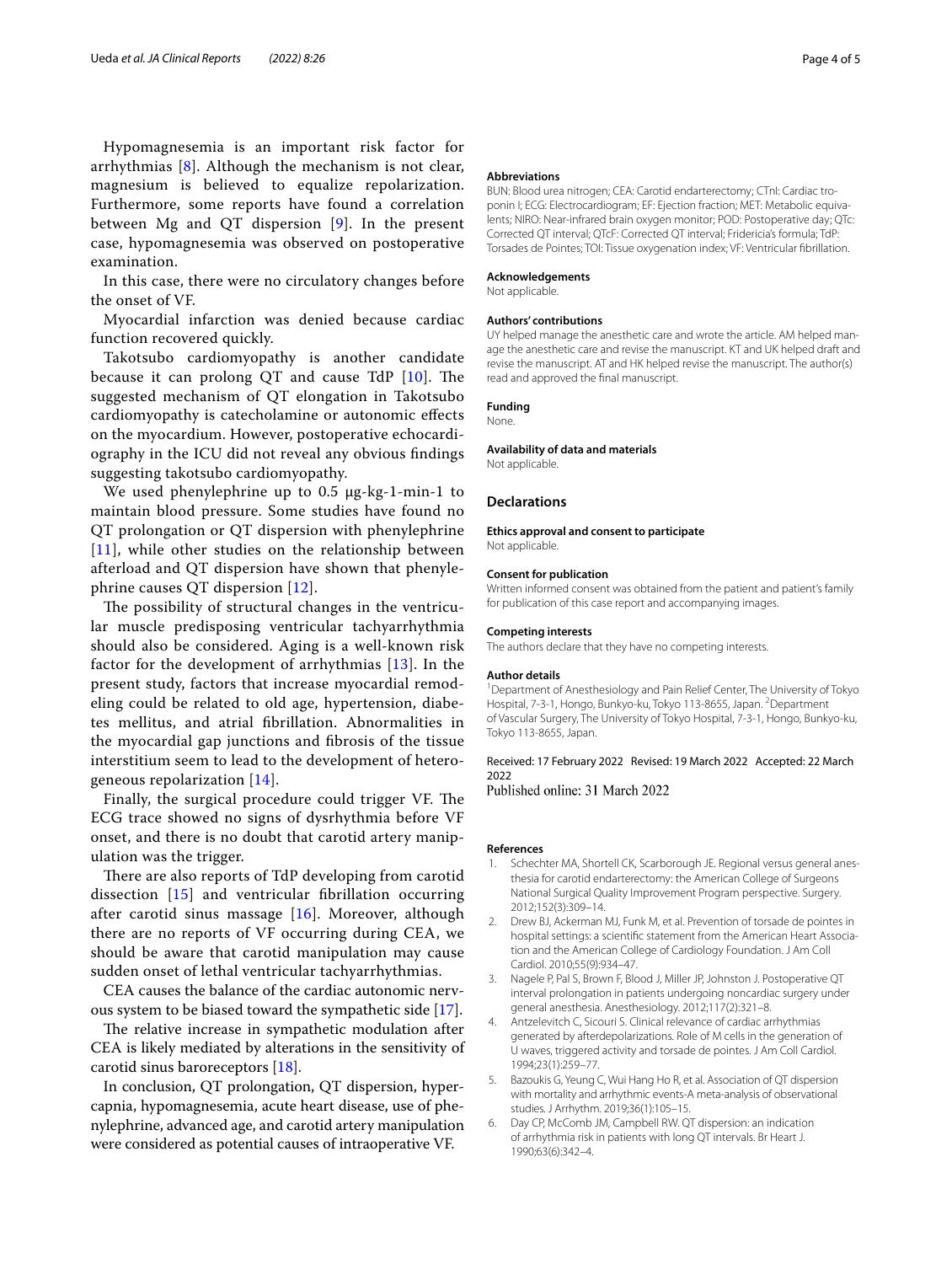Hypomagnesemia is an important risk factor for arrhythmias [8]. Although the mechanism is not clear, magnesium is believed to equalize repolarization. Furthermore, some reports have found a correlation between Mg and QT dispersion [9]. In the present case, hypomagnesemia was observed on postoperative examination.

In this case, there were no circulatory changes before the onset of VF.

Myocardial infarction was denied because cardiac function recovered quickly.

Takotsubo cardiomyopathy is another candidate because it can prolong QT and cause TdP [10]. The suggested mechanism of QT elongation in Takotsubo cardiomyopathy is catecholamine or autonomic effects on the myocardium. However, postoperative echocardiography in the ICU did not reveal any obvious findings suggesting takotsubo cardiomyopathy.

We used phenylephrine up to 0.5 μg-kg-1-min-1 to maintain blood pressure. Some studies have found no QT prolongation or QT dispersion with phenylephrine [11], while other studies on the relationship between afterload and QT dispersion have shown that phenylephrine causes QT dispersion [12].

The possibility of structural changes in the ventricular muscle predisposing ventricular tachyarrhythmia should also be considered. Aging is a well-known risk factor for the development of arrhythmias [13]. In the present study, factors that increase myocardial remodeling could be related to old age, hypertension, diabetes mellitus, and atrial fibrillation. Abnormalities in the myocardial gap junctions and fibrosis of the tissue interstitium seem to lead to the development of heterogeneous repolarization [14].

Finally, the surgical procedure could trigger VF. The ECG trace showed no signs of dysrhythmia before VF onset, and there is no doubt that carotid artery manipulation was the trigger.

There are also reports of TdP developing from carotid dissection [15] and ventricular fibrillation occurring after carotid sinus massage [16]. Moreover, although there are no reports of VF occurring during CEA, we should be aware that carotid manipulation may cause sudden onset of lethal ventricular tachyarrhythmias.

CEA causes the balance of the cardiac autonomic nervous system to be biased toward the sympathetic side [17].

The relative increase in sympathetic modulation after CEA is likely mediated by alterations in the sensitivity of carotid sinus baroreceptors [18].

In conclusion, QT prolongation, QT dispersion, hypercapnia, hypomagnesemia, acute heart disease, use of phenylephrine, advanced age, and carotid artery manipulation were considered as potential causes of intraoperative VF.

#### Abbreviations

BUN: Blood urea nitrogen; CEA: Carotid endarterectomy; CTnI: Cardiac troponin I; ECG: Electrocardiogram; EF: Ejection fraction; MET: Metabolic equivalents; NIRO: Near-infrared brain oxygen monitor; POD: Postoperative day; QTc: Corrected QT interval; QTcF: Corrected QT interval; Fridericia's formula; TdP: Torsades de Pointes; TOI: Tissue oxygenation index; VF: Ventricular fibrillation.

#### Acknowledgements

Not applicable.

#### Authors' contributions

UY helped manage the anesthetic care and wrote the article. AM helped manage the anesthetic care and revise the manuscript. KT and UK helped draft and revise the manuscript. AT and HK helped revise the manuscript. The author(s) read and approved the final manuscript.

#### Funding

None.

#### Availability of data and materials

Not applicable.

### Declarations

#### Ethics approval and consent to participate

Not applicable.

#### Consent for publication

Written informed consent was obtained from the patient and patient's family for publication of this case report and accompanying images.

#### Competing interests

The authors declare that they have no competing interests.

#### Author details

[1] Department of Anesthesiology and Pain Relief Center, The University of Tokyo Hospital, 7-3-1, Hongo, Bunkyo-ku, Tokyo 113-8655, Japan. [2] Department of Vascular Surgery, The University of Tokyo Hospital, 7-3-1, Hongo, Bunkyo-ku, Tokyo 113-8655, Japan.

Received: 17 February 2022 Revised: 19 March 2022 Accepted: 22 March 2022
Published online: 31 March 2022

#### References

1. Schechter MA, Shortell CK, Scarborough JE. Regional versus general anesthesia for carotid endarterectomy: the American College of Surgeons National Surgical Quality Improvement Program perspective. Surgery. 2012;152(3):309–14.
2. Drew BJ, Ackerman MJ, Funk M, et al. Prevention of torsade de pointes in hospital settings: a scientific statement from the American Heart Association and the American College of Cardiology Foundation. J Am Coll Cardiol. 2010;55(9):934–47.
3. Nagele P, Pal S, Brown F, Blood J, Miller JP, Johnston J. Postoperative QT interval prolongation in patients undergoing noncardiac surgery under general anesthesia. Anesthesiology. 2012;117(2):321–8.
4. Antzelevitch C, Sicouri S. Clinical relevance of cardiac arrhythmias generated by afterdepolarizations. Role of M cells in the generation of U waves, triggered activity and torsade de pointes. J Am Coll Cardiol. 1994;23(1):259–77.
5. Bazoukis G, Yeung C, Wui Hang Ho R, et al. Association of QT dispersion with mortality and arrhythmic events-A meta-analysis of observational studies. J Arrhythm. 2019;36(1):105–15.
6. Day CP, McComb JM, Campbell RW. QT dispersion: an indication of arrhythmia risk in patients with long QT intervals. Br Heart J. 1990;63(6):342–4.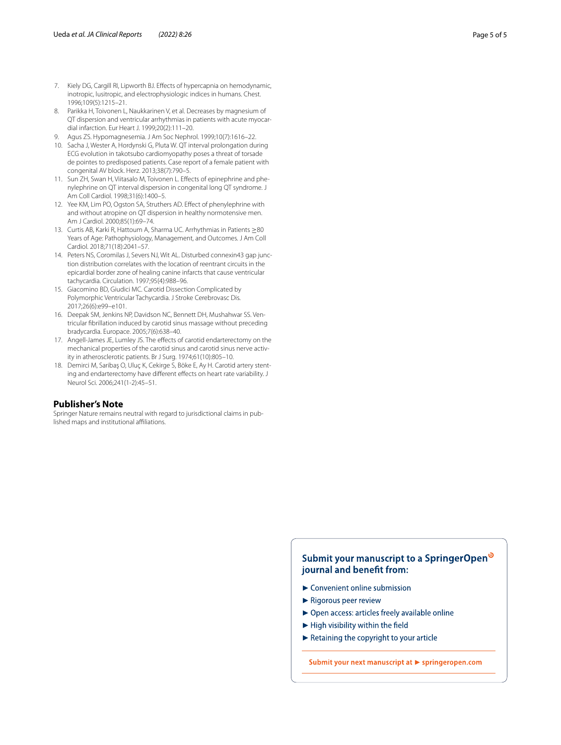7. Kiely DG, Cargill RI, Lipworth BJ. Effects of hypercapnia on hemodynamic, inotropic, lusitropic, and electrophysiologic indices in humans. Chest. 1996;109(5):1215–21.
8. Parikka H, Toivonen L, Naukkarinen V, et al. Decreases by magnesium of QT dispersion and ventricular arrhythmias in patients with acute myocardial infarction. Eur Heart J. 1999;20(2):111–20.
9. Agus ZS. Hypomagnesemia. J Am Soc Nephrol. 1999;10(7):1616–22.
10. Sacha J, Wester A, Hordynski G, Pluta W. QT interval prolongation during ECG evolution in takotsubo cardiomyopathy poses a threat of torsade de pointes to predisposed patients. Case report of a female patient with congenital AV block. Herz. 2013;38(7):790–5.
11. Sun ZH, Swan H, Viitasalo M, Toivonen L. Effects of epinephrine and phenylephrine on QT interval dispersion in congenital long QT syndrome. J Am Coll Cardiol. 1998;31(6):1400–5.
12. Yee KM, Lim PO, Ogston SA, Struthers AD. Effect of phenylephrine with and without atropine on QT dispersion in healthy normotensive men. Am J Cardiol. 2000;85(1):69–74.
13. Curtis AB, Karki R, Hattoum A, Sharma UC. Arrhythmias in Patients ≥80 Years of Age: Pathophysiology, Management, and Outcomes. J Am Coll Cardiol. 2018;71(18):2041–57.
14. Peters NS, Coromilas J, Severs NJ, Wit AL. Disturbed connexin43 gap junction distribution correlates with the location of reentrant circuits in the epicardial border zone of healing canine infarcts that cause ventricular tachycardia. Circulation. 1997;95(4):988–96.
15. Giacomino BD, Giudici MC. Carotid Dissection Complicated by Polymorphic Ventricular Tachycardia. J Stroke Cerebrovasc Dis. 2017;26(6):e99–e101.
16. Deepak SM, Jenkins NP, Davidson NC, Bennett DH, Mushahwar SS. Ventricular fibrillation induced by carotid sinus massage without preceding bradycardia. Europace. 2005;7(6):638–40.
17. Angell-James JE, Lumley JS. The effects of carotid endarterectomy on the mechanical properties of the carotid sinus and carotid sinus nerve activity in atherosclerotic patients. Br J Surg. 1974;61(10):805–10.
18. Demirci M, Saribaş O, Uluç K, Cekirge S, Böke E, Ay H. Carotid artery stenting and endarterectomy have different effects on heart rate variability. J Neurol Sci. 2006;241(1-2):45–51.

## Publisher's Note

Springer Nature remains neutral with regard to jurisdictional claims in published maps and institutional affiliations.

**Submit your manuscript to a SpringerOpen journal and benefit from:**

- ► Convenient online submission
- ► Rigorous peer review
- ► Open access: articles freely available online
- ► High visibility within the field
- ► Retaining the copyright to your article

**Submit your next manuscript at ► springeropen.com**